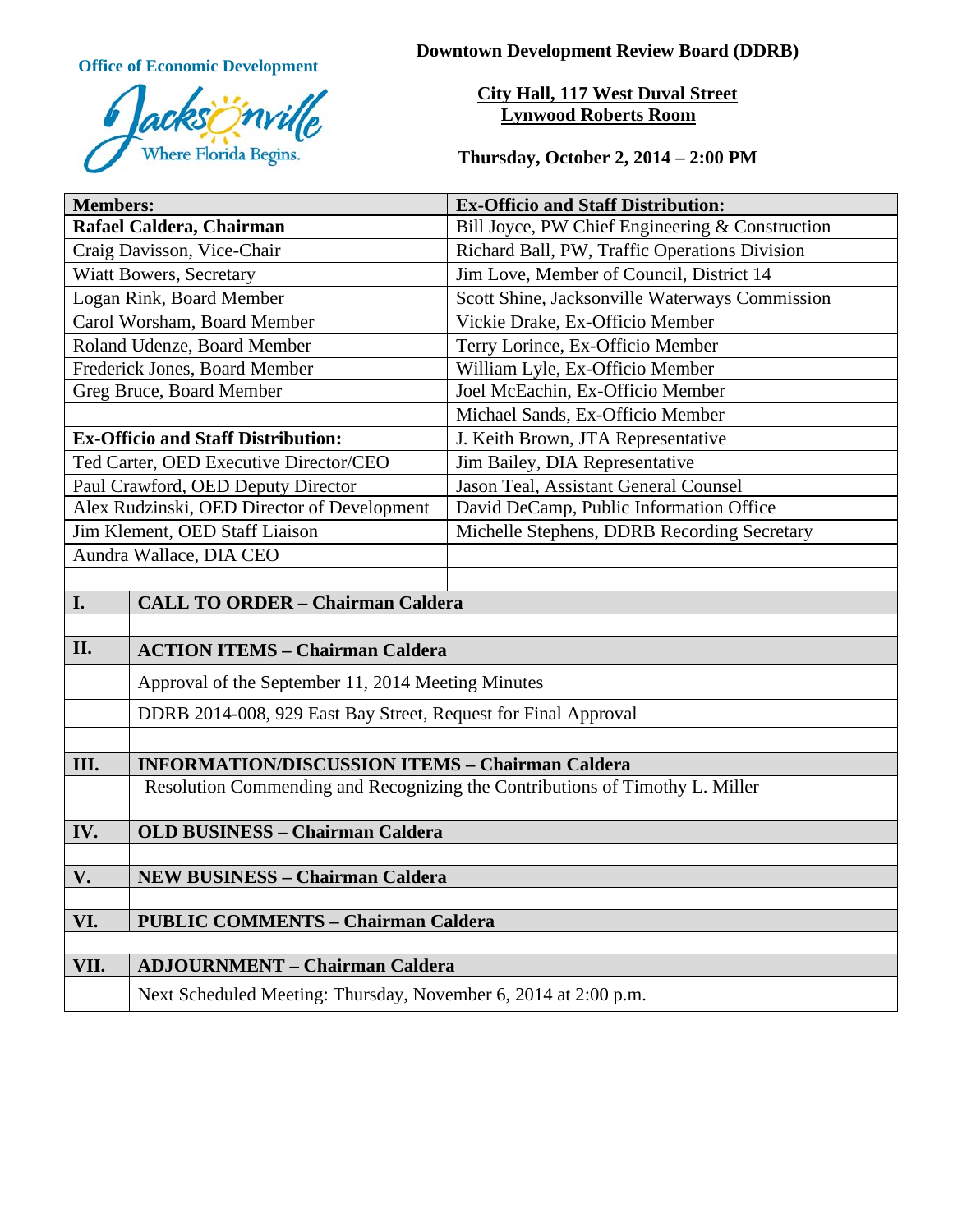**Office of Economic Development**

Jacksonville
Where Florida Begins.

# Downtown Development Review Board (DDRB)

**City Hall, 117 West Duval Street**
**Lynwood Roberts Room**

**Thursday, October 2, 2014 – 2:00 PM**

| **Members:** | **Ex-Officio and Staff Distribution:** |
|---|---|
| **Rafael Caldera, Chairman** | Bill Joyce, PW Chief Engineering & Construction |
| Craig Davisson, Vice-Chair | Richard Ball, PW, Traffic Operations Division |
| Wiatt Bowers, Secretary | Jim Love, Member of Council, District 14 |
| Logan Rink, Board Member | Scott Shine, Jacksonville Waterways Commission |
| Carol Worsham, Board Member | Vickie Drake, Ex-Officio Member |
| Roland Udenze, Board Member | Terry Lorince, Ex-Officio Member |
| Frederick Jones, Board Member | William Lyle, Ex-Officio Member |
| Greg Bruce, Board Member | Joel McEachin, Ex-Officio Member |
| | Michael Sands, Ex-Officio Member |
| **Ex-Officio and Staff Distribution:** | J. Keith Brown, JTA Representative |
| Ted Carter, OED Executive Director/CEO | Jim Bailey, DIA Representative |
| Paul Crawford, OED Deputy Director | Jason Teal, Assistant General Counsel |
| Alex Rudzinski, OED Director of Development | David DeCamp, Public Information Office |
| Jim Klement, OED Staff Liaison | Michelle Stephens, DDRB Recording Secretary |
| Aundra Wallace, DIA CEO | |

| | |
|---|---|
| **I.** | **CALL TO ORDER – Chairman Caldera** |
| | |
| **II.** | **ACTION ITEMS – Chairman Caldera** |
| | Approval of the September 11, 2014 Meeting Minutes |
| | DDRB 2014-008, 929 East Bay Street, Request for Final Approval |
| | |
| **III.** | **INFORMATION/DISCUSSION ITEMS – Chairman Caldera** |
| | Resolution Commending and Recognizing the Contributions of Timothy L. Miller |
| | |
| **IV.** | **OLD BUSINESS – Chairman Caldera** |
| | |
| **V.** | **NEW BUSINESS – Chairman Caldera** |
| | |
| **VI.** | **PUBLIC COMMENTS – Chairman Caldera** |
| | |
| **VII.** | **ADJOURNMENT – Chairman Caldera** |
| | Next Scheduled Meeting: Thursday, November 6, 2014 at 2:00 p.m. |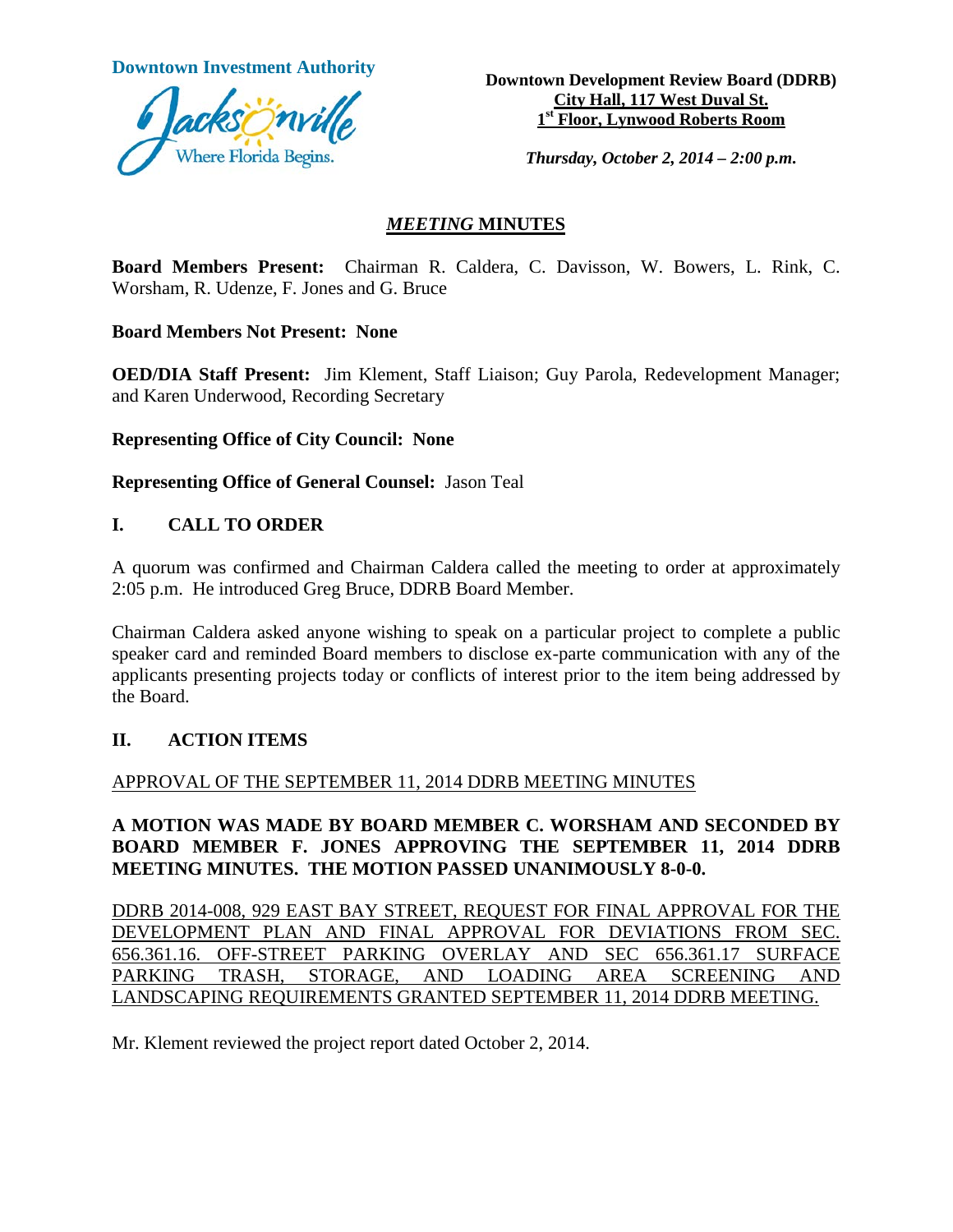**Downtown Investment Authority**

**Downtown Development Review Board (DDRB)**
**City Hall, 117 West Duval St.**
**1st Floor, Lynwood Roberts Room**

***Thursday, October 2, 2014 – 2:00 p.m.***

## *MEETING* MINUTES

**Board Members Present:** Chairman R. Caldera, C. Davisson, W. Bowers, L. Rink, C. Worsham, R. Udenze, F. Jones and G. Bruce

**Board Members Not Present: None**

**OED/DIA Staff Present:** Jim Klement, Staff Liaison; Guy Parola, Redevelopment Manager; and Karen Underwood, Recording Secretary

**Representing Office of City Council: None**

**Representing Office of General Counsel:** Jason Teal

## I. CALL TO ORDER

A quorum was confirmed and Chairman Caldera called the meeting to order at approximately 2:05 p.m. He introduced Greg Bruce, DDRB Board Member.

Chairman Caldera asked anyone wishing to speak on a particular project to complete a public speaker card and reminded Board members to disclose ex-parte communication with any of the applicants presenting projects today or conflicts of interest prior to the item being addressed by the Board.

## II. ACTION ITEMS

APPROVAL OF THE SEPTEMBER 11, 2014 DDRB MEETING MINUTES

**A MOTION WAS MADE BY BOARD MEMBER C. WORSHAM AND SECONDED BY BOARD MEMBER F. JONES APPROVING THE SEPTEMBER 11, 2014 DDRB MEETING MINUTES. THE MOTION PASSED UNANIMOUSLY 8-0-0.**

DDRB 2014-008, 929 EAST BAY STREET, REQUEST FOR FINAL APPROVAL FOR THE DEVELOPMENT PLAN AND FINAL APPROVAL FOR DEVIATIONS FROM SEC. 656.361.16. OFF-STREET PARKING OVERLAY AND SEC 656.361.17 SURFACE PARKING TRASH, STORAGE, AND LOADING AREA SCREENING AND LANDSCAPING REQUIREMENTS GRANTED SEPTEMBER 11, 2014 DDRB MEETING.

Mr. Klement reviewed the project report dated October 2, 2014.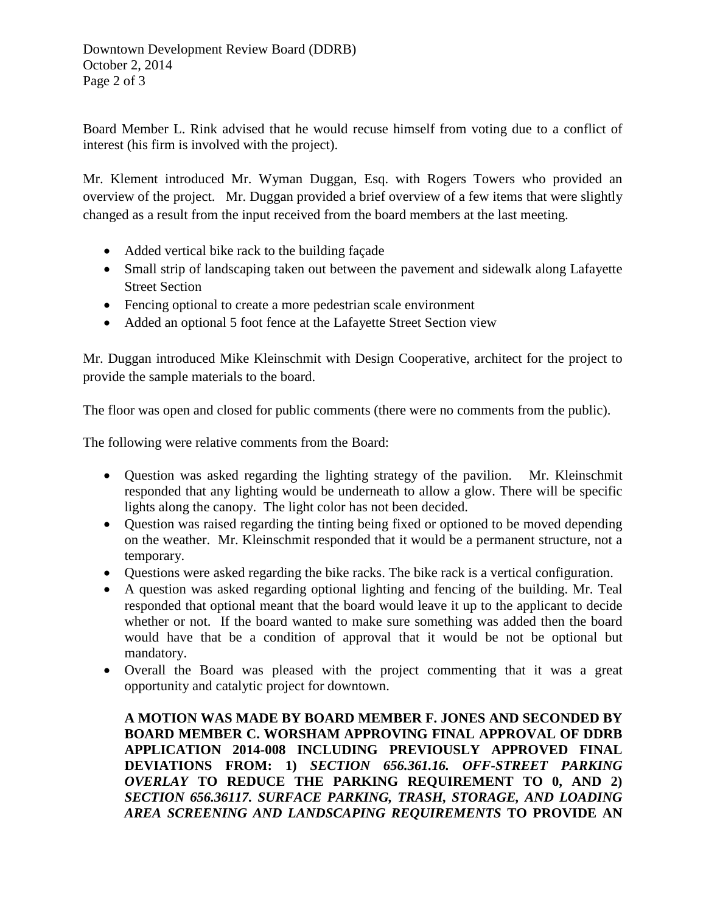Board Member L. Rink advised that he would recuse himself from voting due to a conflict of interest (his firm is involved with the project).

Mr. Klement introduced Mr. Wyman Duggan, Esq. with Rogers Towers who provided an overview of the project. Mr. Duggan provided a brief overview of a few items that were slightly changed as a result from the input received from the board members at the last meeting.

- Added vertical bike rack to the building façade
- Small strip of landscaping taken out between the pavement and sidewalk along Lafayette Street Section
- Fencing optional to create a more pedestrian scale environment
- Added an optional 5 foot fence at the Lafayette Street Section view

Mr. Duggan introduced Mike Kleinschmit with Design Cooperative, architect for the project to provide the sample materials to the board.

The floor was open and closed for public comments (there were no comments from the public).

The following were relative comments from the Board:

- Question was asked regarding the lighting strategy of the pavilion. Mr. Kleinschmit responded that any lighting would be underneath to allow a glow. There will be specific lights along the canopy. The light color has not been decided.
- Question was raised regarding the tinting being fixed or optioned to be moved depending on the weather. Mr. Kleinschmit responded that it would be a permanent structure, not a temporary.
- Questions were asked regarding the bike racks. The bike rack is a vertical configuration.
- A question was asked regarding optional lighting and fencing of the building. Mr. Teal responded that optional meant that the board would leave it up to the applicant to decide whether or not. If the board wanted to make sure something was added then the board would have that be a condition of approval that it would be not be optional but mandatory.
- Overall the Board was pleased with the project commenting that it was a great opportunity and catalytic project for downtown.

**A MOTION WAS MADE BY BOARD MEMBER F. JONES AND SECONDED BY BOARD MEMBER C. WORSHAM APPROVING FINAL APPROVAL OF DDRB APPLICATION 2014-008 INCLUDING PREVIOUSLY APPROVED FINAL DEVIATIONS FROM: 1) *SECTION 656.361.16. OFF-STREET PARKING OVERLAY* TO REDUCE THE PARKING REQUIREMENT TO 0, AND 2) *SECTION 656.36117. SURFACE PARKING, TRASH, STORAGE, AND LOADING AREA SCREENING AND LANDSCAPING REQUIREMENTS* TO PROVIDE AN**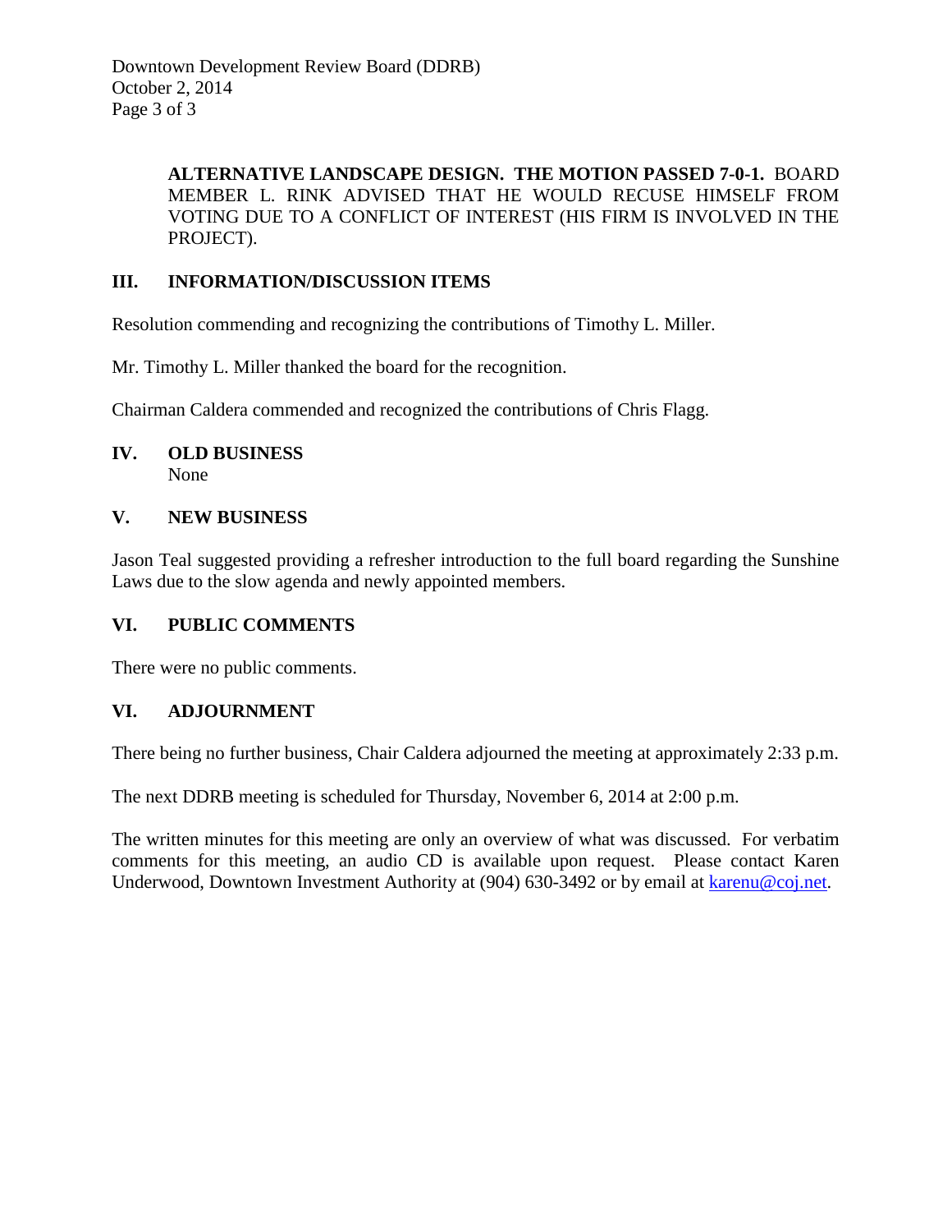**ALTERNATIVE LANDSCAPE DESIGN. THE MOTION PASSED 7-0-1.** BOARD MEMBER L. RINK ADVISED THAT HE WOULD RECUSE HIMSELF FROM VOTING DUE TO A CONFLICT OF INTEREST (HIS FIRM IS INVOLVED IN THE PROJECT).

## III. INFORMATION/DISCUSSION ITEMS

Resolution commending and recognizing the contributions of Timothy L. Miller.

Mr. Timothy L. Miller thanked the board for the recognition.

Chairman Caldera commended and recognized the contributions of Chris Flagg.

## IV. OLD BUSINESS

None

## V. NEW BUSINESS

Jason Teal suggested providing a refresher introduction to the full board regarding the Sunshine Laws due to the slow agenda and newly appointed members.

## VI. PUBLIC COMMENTS

There were no public comments.

## VI. ADJOURNMENT

There being no further business, Chair Caldera adjourned the meeting at approximately 2:33 p.m.

The next DDRB meeting is scheduled for Thursday, November 6, 2014 at 2:00 p.m.

The written minutes for this meeting are only an overview of what was discussed. For verbatim comments for this meeting, an audio CD is available upon request. Please contact Karen Underwood, Downtown Investment Authority at (904) 630-3492 or by email at karenu@coj.net.